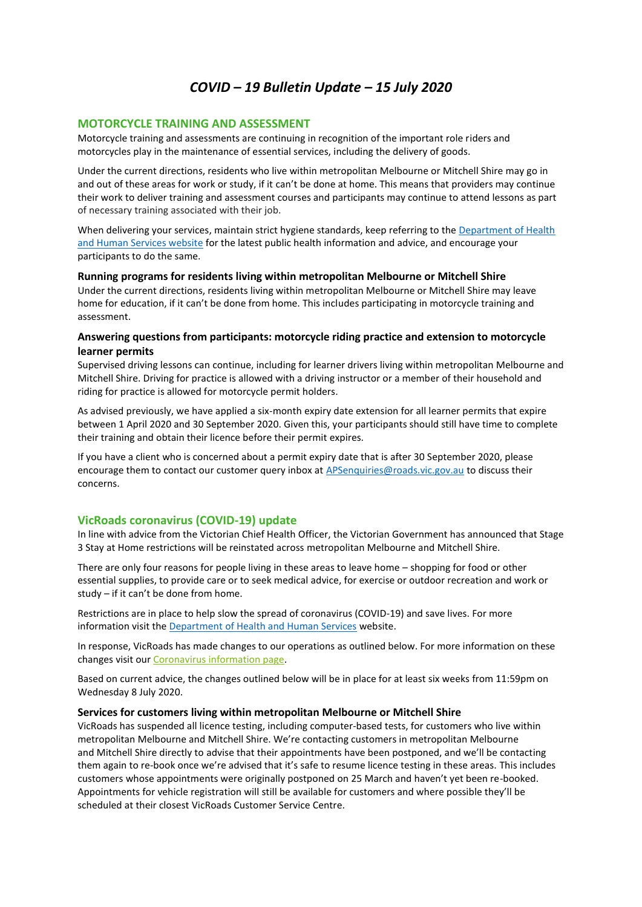# *COVID – 19 Bulletin Update – 15 July 2020*

## MOTORCYCLE TRAINING AND ASSESSMENT

Motorcycle training and assessments are continuing in recognition of the important role riders and motorcycles play in the maintenance of essential services, including the delivery of goods.

Under the current directions, residents who live within metropolitan Melbourne or Mitchell Shire may go in and out of these areas for work or study, if it can't be done at home. This means that providers may continue their work to deliver training and assessment courses and participants may continue to attend lessons as part of necessary training associated with their job.

When delivering your services, maintain strict hygiene standards, keep referring to the Department of Health and Human Services website for the latest public health information and advice, and encourage your participants to do the same.

### Running programs for residents living within metropolitan Melbourne or Mitchell Shire

Under the current directions, residents living within metropolitan Melbourne or Mitchell Shire may leave home for education, if it can't be done from home. This includes participating in motorcycle training and assessment.

### Answering questions from participants: motorcycle riding practice and extension to motorcycle learner permits

Supervised driving lessons can continue, including for learner drivers living within metropolitan Melbourne and Mitchell Shire. Driving for practice is allowed with a driving instructor or a member of their household and riding for practice is allowed for motorcycle permit holders.

As advised previously, we have applied a six-month expiry date extension for all learner permits that expire between 1 April 2020 and 30 September 2020. Given this, your participants should still have time to complete their training and obtain their licence before their permit expires.

If you have a client who is concerned about a permit expiry date that is after 30 September 2020, please encourage them to contact our customer query inbox at APSenquiries@roads.vic.gov.au to discuss their concerns.

## VicRoads coronavirus (COVID-19) update

In line with advice from the Victorian Chief Health Officer, the Victorian Government has announced that Stage 3 Stay at Home restrictions will be reinstated across metropolitan Melbourne and Mitchell Shire.

There are only four reasons for people living in these areas to leave home – shopping for food or other essential supplies, to provide care or to seek medical advice, for exercise or outdoor recreation and work or study – if it can't be done from home.

Restrictions are in place to help slow the spread of coronavirus (COVID-19) and save lives. For more information visit the Department of Health and Human Services website.

In response, VicRoads has made changes to our operations as outlined below. For more information on these changes visit our Coronavirus information page.

Based on current advice, the changes outlined below will be in place for at least six weeks from 11:59pm on Wednesday 8 July 2020.

### Services for customers living within metropolitan Melbourne or Mitchell Shire

VicRoads has suspended all licence testing, including computer-based tests, for customers who live within metropolitan Melbourne and Mitchell Shire. We're contacting customers in metropolitan Melbourne and Mitchell Shire directly to advise that their appointments have been postponed, and we'll be contacting them again to re-book once we're advised that it's safe to resume licence testing in these areas. This includes customers whose appointments were originally postponed on 25 March and haven't yet been re-booked. Appointments for vehicle registration will still be available for customers and where possible they'll be scheduled at their closest VicRoads Customer Service Centre.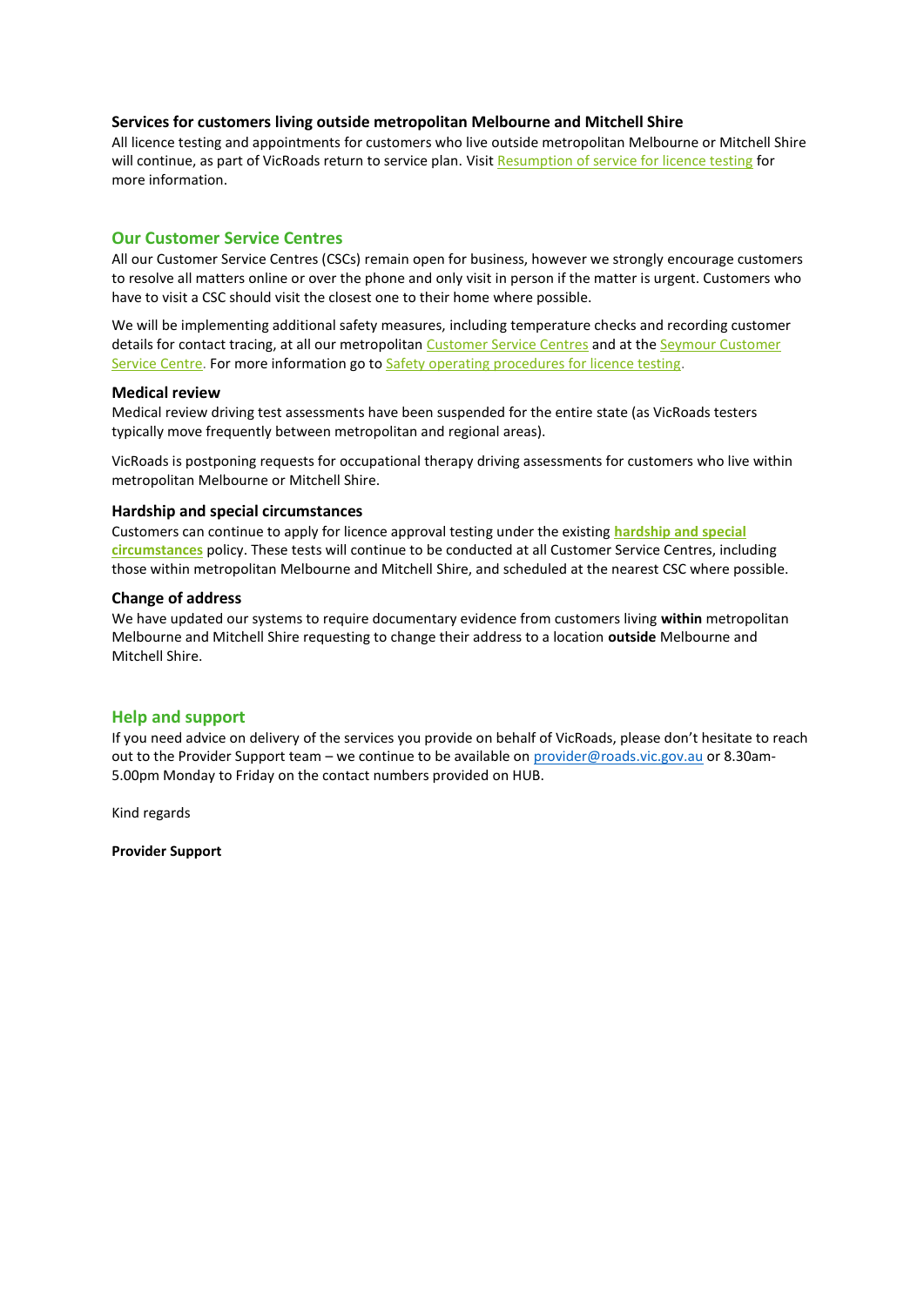### Services for customers living outside metropolitan Melbourne and Mitchell Shire

All licence testing and appointments for customers who live outside metropolitan Melbourne or Mitchell Shire will continue, as part of VicRoads return to service plan. Visit [Resumption of service for licence testing] for more information.

## Our Customer Service Centres

All our Customer Service Centres (CSCs) remain open for business, however we strongly encourage customers to resolve all matters online or over the phone and only visit in person if the matter is urgent. Customers who have to visit a CSC should visit the closest one to their home where possible.

We will be implementing additional safety measures, including temperature checks and recording customer details for contact tracing, at all our metropolitan Customer Service Centres and at the Seymour Customer Service Centre. For more information go to Safety operating procedures for licence testing.

### Medical review

Medical review driving test assessments have been suspended for the entire state (as VicRoads testers typically move frequently between metropolitan and regional areas).

VicRoads is postponing requests for occupational therapy driving assessments for customers who live within metropolitan Melbourne or Mitchell Shire.

### Hardship and special circumstances

Customers can continue to apply for licence approval testing under the existing **hardship and special circumstances** policy. These tests will continue to be conducted at all Customer Service Centres, including those within metropolitan Melbourne and Mitchell Shire, and scheduled at the nearest CSC where possible.

### Change of address

We have updated our systems to require documentary evidence from customers living **within** metropolitan Melbourne and Mitchell Shire requesting to change their address to a location **outside** Melbourne and Mitchell Shire.

## Help and support

If you need advice on delivery of the services you provide on behalf of VicRoads, please don't hesitate to reach out to the Provider Support team – we continue to be available on provider@roads.vic.gov.au or 8.30am-5.00pm Monday to Friday on the contact numbers provided on HUB.

Kind regards

**Provider Support**